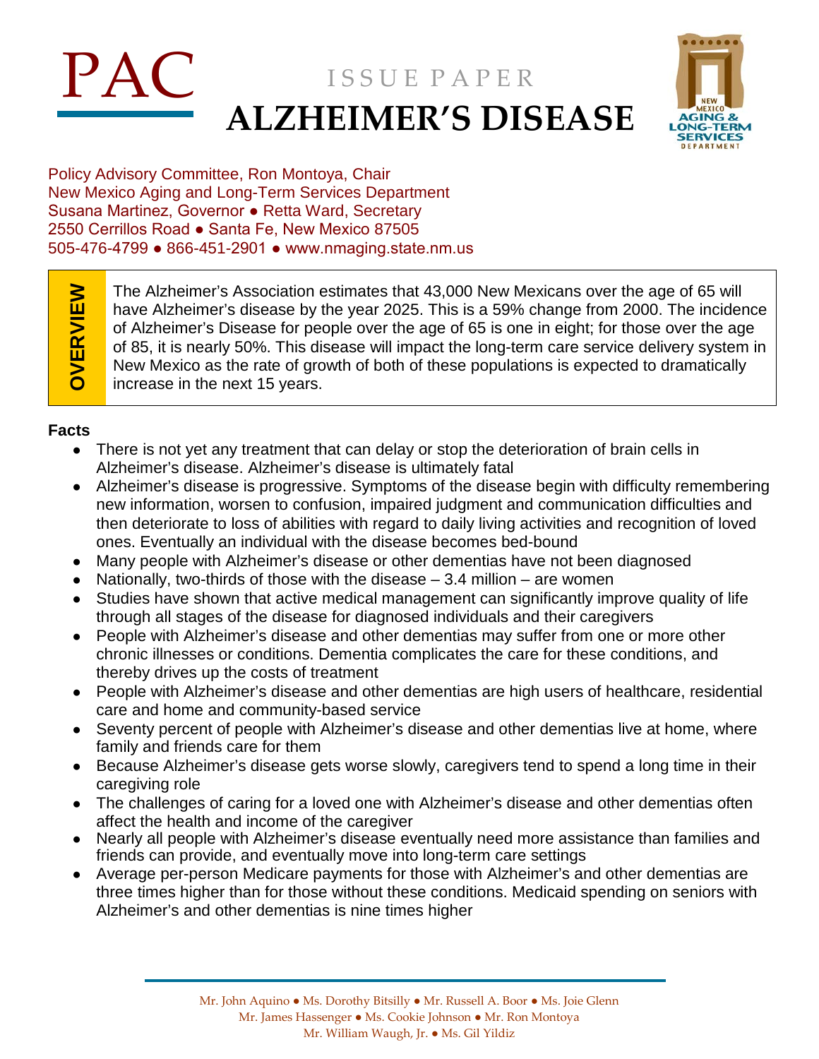PAC

ISSUE PAPER

# ALZHEIMER'S DISEASE

NEW MEXICO AGING & LONG-TERM SERVICES DEPARTMENT

Policy Advisory Committee, Ron Montoya, Chair
New Mexico Aging and Long-Term Services Department
Susana Martinez, Governor ● Retta Ward, Secretary
2550 Cerrillos Road ● Santa Fe, New Mexico 87505
505-476-4799 ● 866-451-2901 ● www.nmaging.state.nm.us

**OVERVIEW**

The Alzheimer's Association estimates that 43,000 New Mexicans over the age of 65 will have Alzheimer's disease by the year 2025. This is a 59% change from 2000. The incidence of Alzheimer's Disease for people over the age of 65 is one in eight; for those over the age of 85, it is nearly 50%. This disease will impact the long-term care service delivery system in New Mexico as the rate of growth of both of these populations is expected to dramatically increase in the next 15 years.

**Facts**

- There is not yet any treatment that can delay or stop the deterioration of brain cells in Alzheimer's disease. Alzheimer's disease is ultimately fatal
- Alzheimer's disease is progressive. Symptoms of the disease begin with difficulty remembering new information, worsen to confusion, impaired judgment and communication difficulties and then deteriorate to loss of abilities with regard to daily living activities and recognition of loved ones. Eventually an individual with the disease becomes bed-bound
- Many people with Alzheimer's disease or other dementias have not been diagnosed
- Nationally, two-thirds of those with the disease – 3.4 million – are women
- Studies have shown that active medical management can significantly improve quality of life through all stages of the disease for diagnosed individuals and their caregivers
- People with Alzheimer's disease and other dementias may suffer from one or more other chronic illnesses or conditions. Dementia complicates the care for these conditions, and thereby drives up the costs of treatment
- People with Alzheimer's disease and other dementias are high users of healthcare, residential care and home and community-based service
- Seventy percent of people with Alzheimer's disease and other dementias live at home, where family and friends care for them
- Because Alzheimer's disease gets worse slowly, caregivers tend to spend a long time in their caregiving role
- The challenges of caring for a loved one with Alzheimer's disease and other dementias often affect the health and income of the caregiver
- Nearly all people with Alzheimer's disease eventually need more assistance than families and friends can provide, and eventually move into long-term care settings
- Average per-person Medicare payments for those with Alzheimer's and other dementias are three times higher than for those without these conditions. Medicaid spending on seniors with Alzheimer's and other dementias is nine times higher

Mr. John Aquino ● Ms. Dorothy Bitsilly ● Mr. Russell A. Boor ● Ms. Joie Glenn
Mr. James Hassenger ● Ms. Cookie Johnson ● Mr. Ron Montoya
Mr. William Waugh, Jr. ● Ms. Gil Yildiz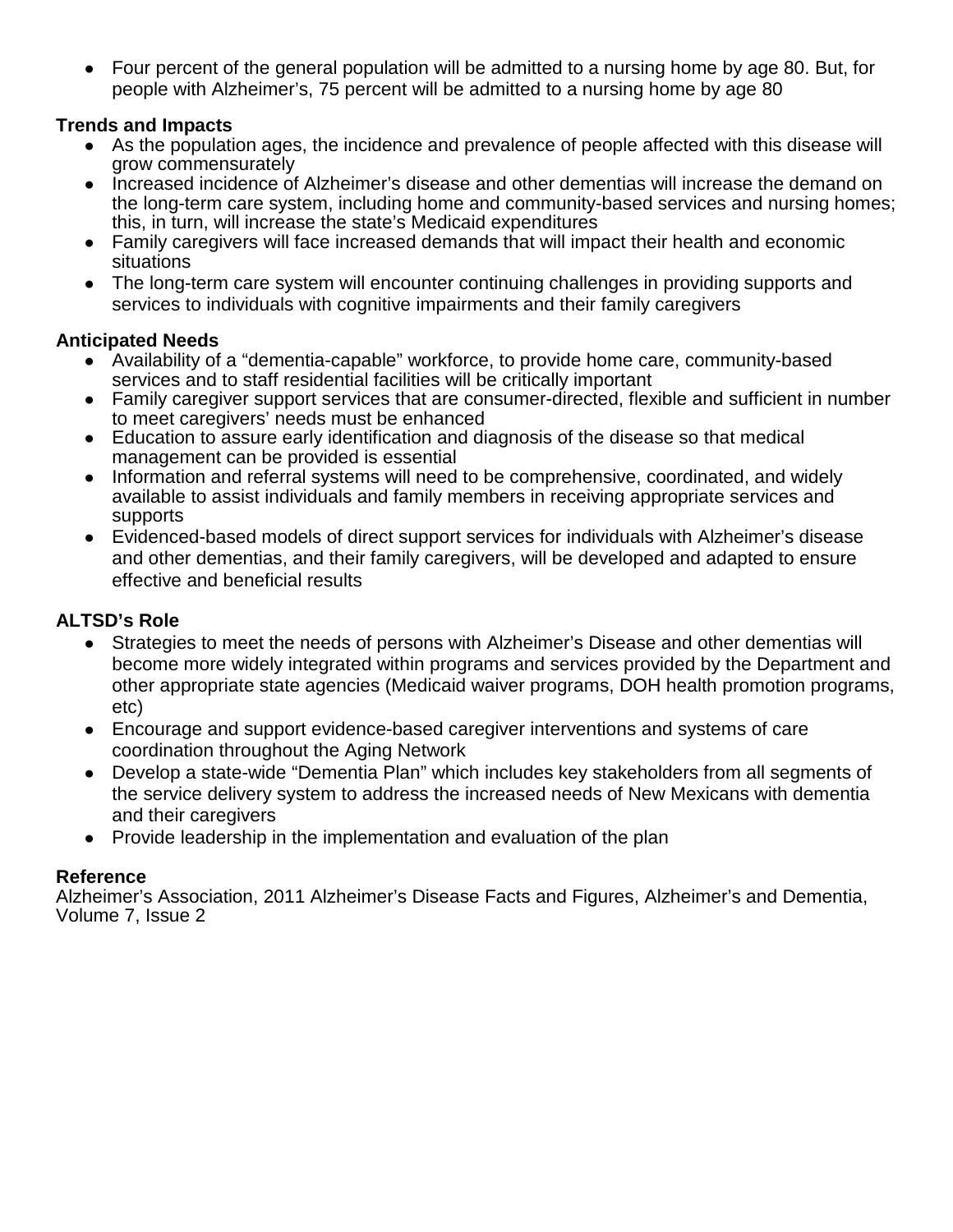- Four percent of the general population will be admitted to a nursing home by age 80. But, for people with Alzheimer's, 75 percent will be admitted to a nursing home by age 80

**Trends and Impacts**

- As the population ages, the incidence and prevalence of people affected with this disease will grow commensurately
- Increased incidence of Alzheimer's disease and other dementias will increase the demand on the long-term care system, including home and community-based services and nursing homes; this, in turn, will increase the state's Medicaid expenditures
- Family caregivers will face increased demands that will impact their health and economic situations
- The long-term care system will encounter continuing challenges in providing supports and services to individuals with cognitive impairments and their family caregivers

**Anticipated Needs**

- Availability of a "dementia-capable" workforce, to provide home care, community-based services and to staff residential facilities will be critically important
- Family caregiver support services that are consumer-directed, flexible and sufficient in number to meet caregivers' needs must be enhanced
- Education to assure early identification and diagnosis of the disease so that medical management can be provided is essential
- Information and referral systems will need to be comprehensive, coordinated, and widely available to assist individuals and family members in receiving appropriate services and supports
- Evidenced-based models of direct support services for individuals with Alzheimer's disease and other dementias, and their family caregivers, will be developed and adapted to ensure effective and beneficial results

**ALTSD's Role**

- Strategies to meet the needs of persons with Alzheimer's Disease and other dementias will become more widely integrated within programs and services provided by the Department and other appropriate state agencies (Medicaid waiver programs, DOH health promotion programs, etc)
- Encourage and support evidence-based caregiver interventions and systems of care coordination throughout the Aging Network
- Develop a state-wide "Dementia Plan" which includes key stakeholders from all segments of the service delivery system to address the increased needs of New Mexicans with dementia and their caregivers
- Provide leadership in the implementation and evaluation of the plan

**Reference**

Alzheimer's Association, 2011 Alzheimer's Disease Facts and Figures, Alzheimer's and Dementia, Volume 7, Issue 2